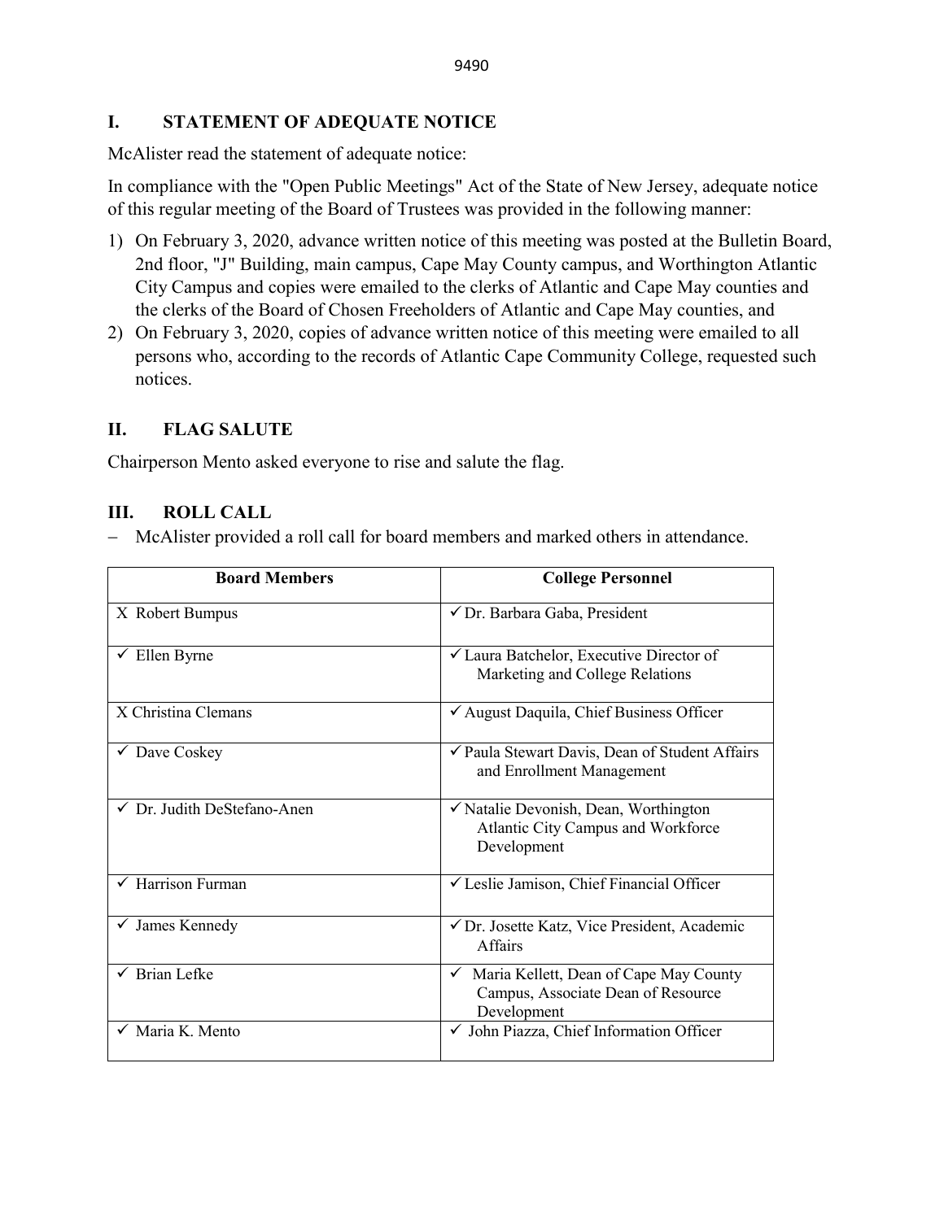## I. STATEMENT OF ADEQUATE NOTICE

McAlister read the statement of adequate notice:

In compliance with the "Open Public Meetings" Act of the State of New Jersey, adequate notice of this regular meeting of the Board of Trustees was provided in the following manner:

1) On February 3, 2020, advance written notice of this meeting was posted at the Bulletin Board, 2nd floor, "J" Building, main campus, Cape May County campus, and Worthington Atlantic City Campus and copies were emailed to the clerks of Atlantic and Cape May counties and the clerks of the Board of Chosen Freeholders of Atlantic and Cape May counties, and
2) On February 3, 2020, copies of advance written notice of this meeting were emailed to all persons who, according to the records of Atlantic Cape Community College, requested such notices.

## II. FLAG SALUTE

Chairperson Mento asked everyone to rise and salute the flag.

## III. ROLL CALL

- McAlister provided a roll call for board members and marked others in attendance.

| Board Members | College Personnel |
|---|---|
| X Robert Bumpus | ✓ Dr. Barbara Gaba, President |
| ✓ Ellen Byrne | ✓ Laura Batchelor, Executive Director of Marketing and College Relations |
| X Christina Clemans | ✓ August Daquila, Chief Business Officer |
| ✓ Dave Coskey | ✓ Paula Stewart Davis, Dean of Student Affairs and Enrollment Management |
| ✓ Dr. Judith DeStefano-Anen | ✓ Natalie Devonish, Dean, Worthington Atlantic City Campus and Workforce Development |
| ✓ Harrison Furman | ✓ Leslie Jamison, Chief Financial Officer |
| ✓ James Kennedy | ✓ Dr. Josette Katz, Vice President, Academic Affairs |
| ✓ Brian Lefke | ✓ Maria Kellett, Dean of Cape May County Campus, Associate Dean of Resource Development |
| ✓ Maria K. Mento | ✓ John Piazza, Chief Information Officer |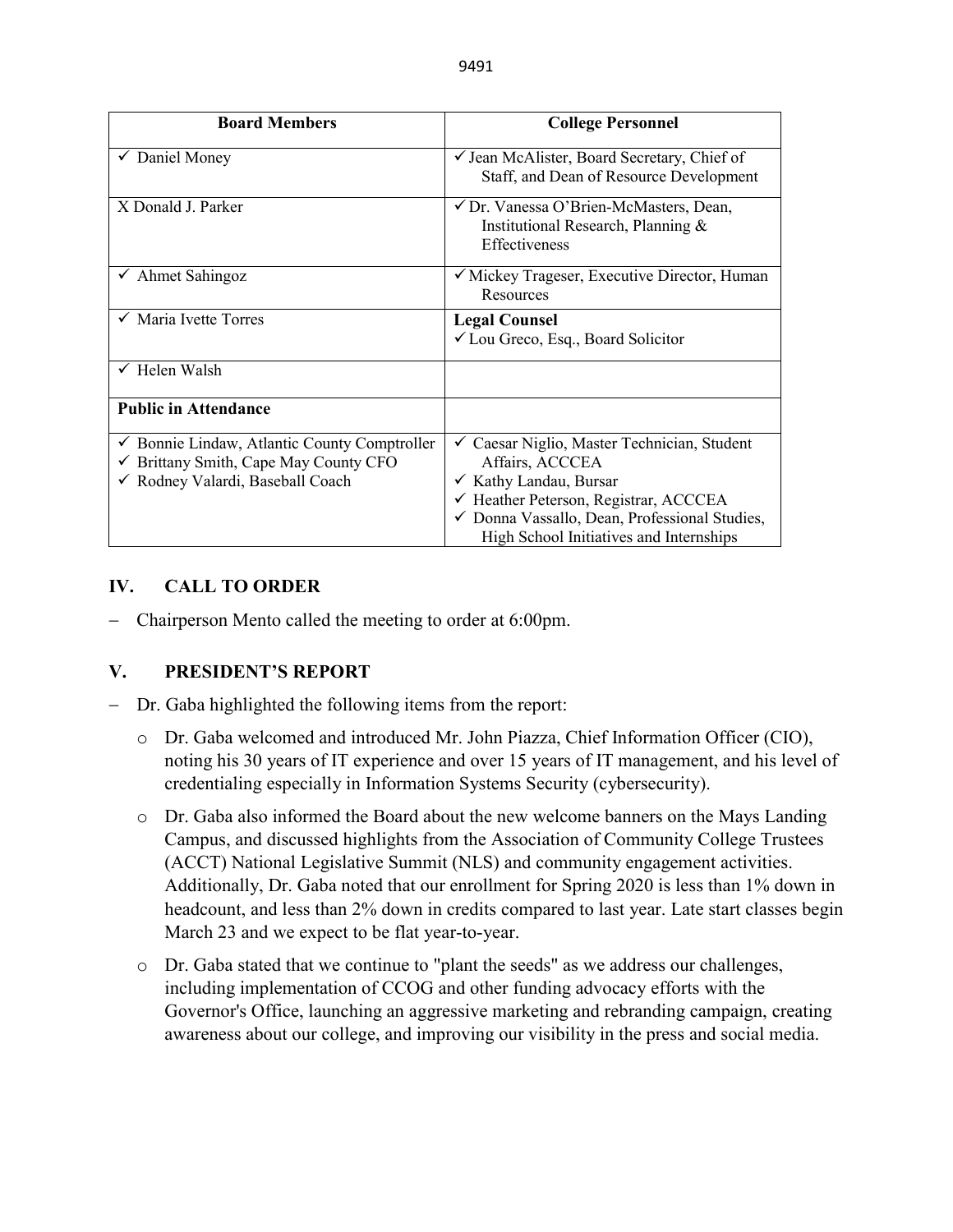| Board Members | College Personnel |
|---|---|
| ✓ Daniel Money | ✓ Jean McAlister, Board Secretary, Chief of Staff, and Dean of Resource Development |
| X Donald J. Parker | ✓ Dr. Vanessa O'Brien-McMasters, Dean, Institutional Research, Planning & Effectiveness |
| ✓ Ahmet Sahingoz | ✓ Mickey Trageser, Executive Director, Human Resources |
| ✓ Maria Ivette Torres | **Legal Counsel** ✓ Lou Greco, Esq., Board Solicitor |
| ✓ Helen Walsh | |
| **Public in Attendance** | |
| ✓ Bonnie Lindaw, Atlantic County Comptroller ✓ Brittany Smith, Cape May County CFO ✓ Rodney Valardi, Baseball Coach | ✓ Caesar Niglio, Master Technician, Student Affairs, ACCCEA ✓ Kathy Landau, Bursar ✓ Heather Peterson, Registrar, ACCCEA ✓ Donna Vassallo, Dean, Professional Studies, High School Initiatives and Internships |

## IV. CALL TO ORDER

- Chairperson Mento called the meeting to order at 6:00pm.

## V. PRESIDENT'S REPORT

- Dr. Gaba highlighted the following items from the report:
  - Dr. Gaba welcomed and introduced Mr. John Piazza, Chief Information Officer (CIO), noting his 30 years of IT experience and over 15 years of IT management, and his level of credentialing especially in Information Systems Security (cybersecurity).
  - Dr. Gaba also informed the Board about the new welcome banners on the Mays Landing Campus, and discussed highlights from the Association of Community College Trustees (ACCT) National Legislative Summit (NLS) and community engagement activities. Additionally, Dr. Gaba noted that our enrollment for Spring 2020 is less than 1% down in headcount, and less than 2% down in credits compared to last year. Late start classes begin March 23 and we expect to be flat year-to-year.
  - Dr. Gaba stated that we continue to "plant the seeds" as we address our challenges, including implementation of CCOG and other funding advocacy efforts with the Governor's Office, launching an aggressive marketing and rebranding campaign, creating awareness about our college, and improving our visibility in the press and social media.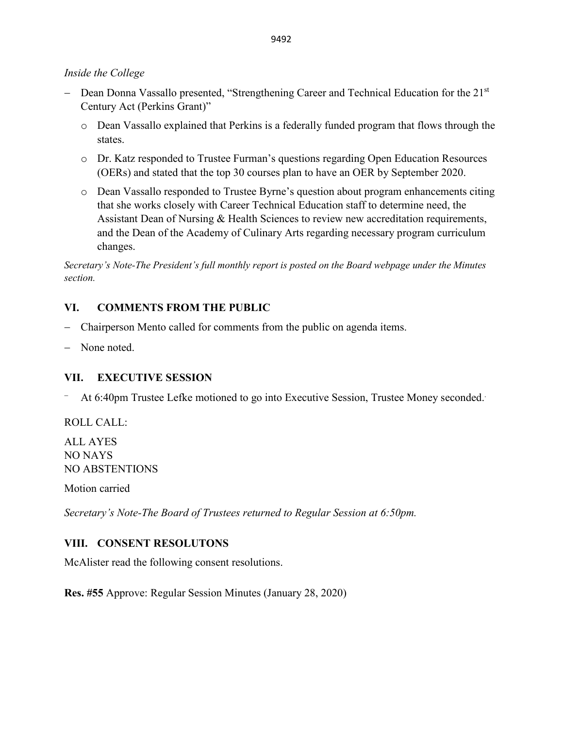*Inside the College*

- Dean Donna Vassallo presented, "Strengthening Career and Technical Education for the 21st Century Act (Perkins Grant)"
  - Dean Vassallo explained that Perkins is a federally funded program that flows through the states.
  - Dr. Katz responded to Trustee Furman's questions regarding Open Education Resources (OERs) and stated that the top 30 courses plan to have an OER by September 2020.
  - Dean Vassallo responded to Trustee Byrne's question about program enhancements citing that she works closely with Career Technical Education staff to determine need, the Assistant Dean of Nursing & Health Sciences to review new accreditation requirements, and the Dean of the Academy of Culinary Arts regarding necessary program curriculum changes.

*Secretary's Note-The President's full monthly report is posted on the Board webpage under the Minutes section.*

## VI. COMMENTS FROM THE PUBLIC

- Chairperson Mento called for comments from the public on agenda items.
- None noted.

## VII. EXECUTIVE SESSION

- At 6:40pm Trustee Lefke motioned to go into Executive Session, Trustee Money seconded.

ROLL CALL:

ALL AYES
NO NAYS
NO ABSTENTIONS

Motion carried

*Secretary's Note-The Board of Trustees returned to Regular Session at 6:50pm.*

## VIII. CONSENT RESOLUTONS

McAlister read the following consent resolutions.

**Res. #55** Approve: Regular Session Minutes (January 28, 2020)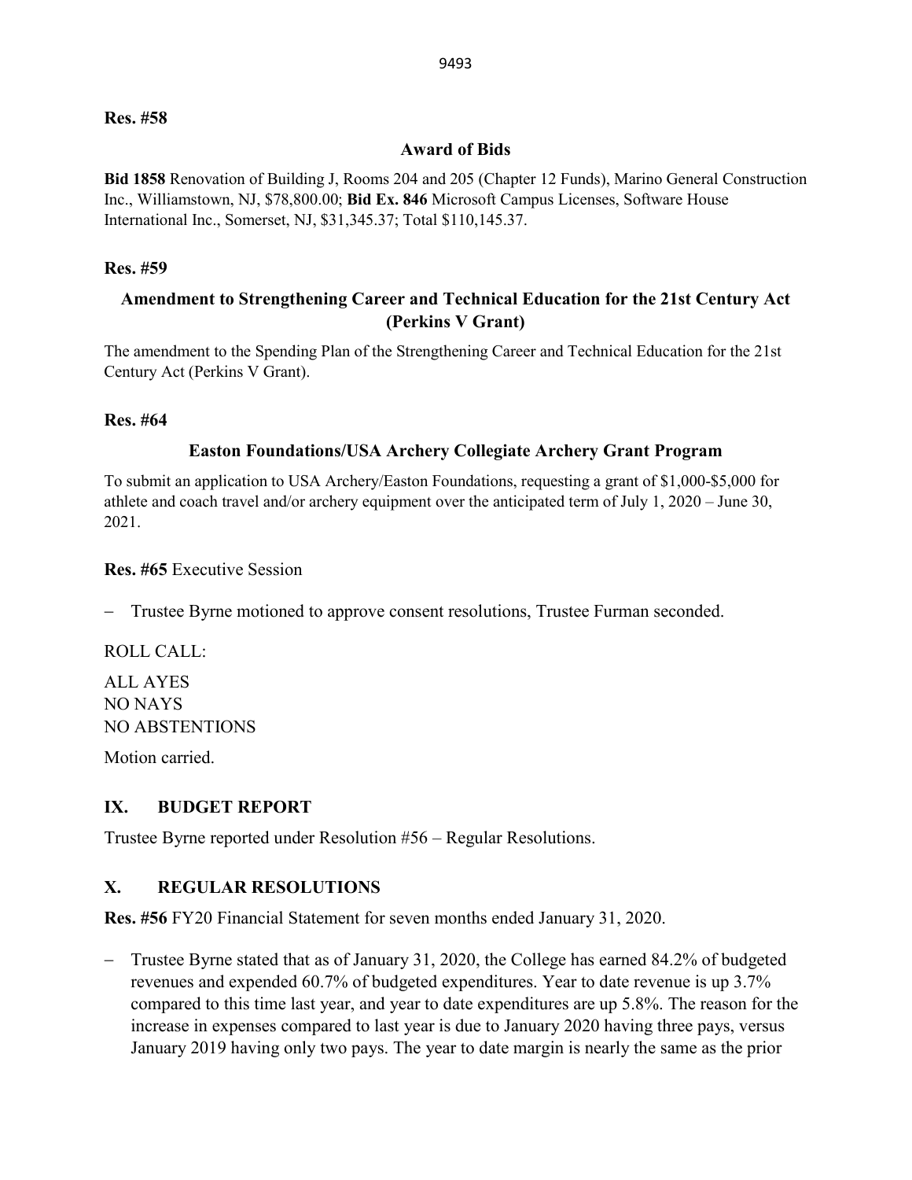**Res. #58**

**Award of Bids**

**Bid 1858** Renovation of Building J, Rooms 204 and 205 (Chapter 12 Funds), Marino General Construction Inc., Williamstown, NJ, $78,800.00; **Bid Ex. 846** Microsoft Campus Licenses, Software House International Inc., Somerset, NJ, $31,345.37; Total $110,145.37.

**Res. #59**

**Amendment to Strengthening Career and Technical Education for the 21st Century Act (Perkins V Grant)**

The amendment to the Spending Plan of the Strengthening Career and Technical Education for the 21st Century Act (Perkins V Grant).

**Res. #64**

**Easton Foundations/USA Archery Collegiate Archery Grant Program**

To submit an application to USA Archery/Easton Foundations, requesting a grant of $1,000-$5,000 for athlete and coach travel and/or archery equipment over the anticipated term of July 1, 2020 – June 30, 2021.

**Res. #65** Executive Session

- Trustee Byrne motioned to approve consent resolutions, Trustee Furman seconded.

ROLL CALL:

ALL AYES
NO NAYS
NO ABSTENTIONS

Motion carried.

## IX. BUDGET REPORT

Trustee Byrne reported under Resolution #56 – Regular Resolutions.

## X. REGULAR RESOLUTIONS

**Res. #56** FY20 Financial Statement for seven months ended January 31, 2020.

- Trustee Byrne stated that as of January 31, 2020, the College has earned 84.2% of budgeted revenues and expended 60.7% of budgeted expenditures. Year to date revenue is up 3.7% compared to this time last year, and year to date expenditures are up 5.8%. The reason for the increase in expenses compared to last year is due to January 2020 having three pays, versus January 2019 having only two pays. The year to date margin is nearly the same as the prior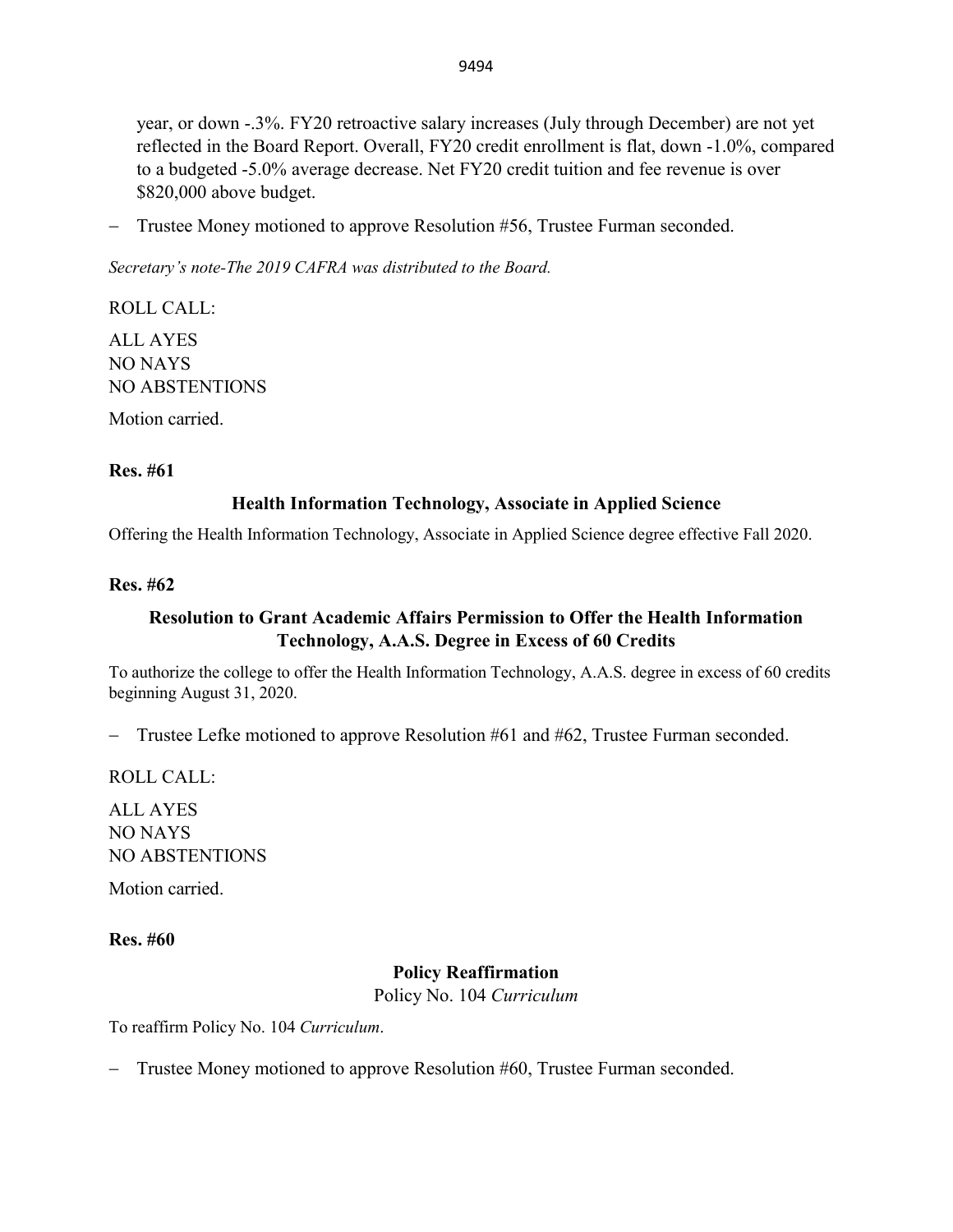year, or down -.3%. FY20 retroactive salary increases (July through December) are not yet reflected in the Board Report. Overall, FY20 credit enrollment is flat, down -1.0%, compared to a budgeted -5.0% average decrease. Net FY20 credit tuition and fee revenue is over $820,000 above budget.

- Trustee Money motioned to approve Resolution #56, Trustee Furman seconded.

*Secretary's note-The 2019 CAFRA was distributed to the Board.*

ROLL CALL:

ALL AYES
NO NAYS
NO ABSTENTIONS

Motion carried.

**Res. #61**

**Health Information Technology, Associate in Applied Science**

Offering the Health Information Technology, Associate in Applied Science degree effective Fall 2020.

**Res. #62**

**Resolution to Grant Academic Affairs Permission to Offer the Health Information Technology, A.A.S. Degree in Excess of 60 Credits**

To authorize the college to offer the Health Information Technology, A.A.S. degree in excess of 60 credits beginning August 31, 2020.

- Trustee Lefke motioned to approve Resolution #61 and #62, Trustee Furman seconded.

ROLL CALL:

ALL AYES
NO NAYS
NO ABSTENTIONS

Motion carried.

**Res. #60**

**Policy Reaffirmation**

Policy No. 104 *Curriculum*

To reaffirm Policy No. 104 *Curriculum*.

- Trustee Money motioned to approve Resolution #60, Trustee Furman seconded.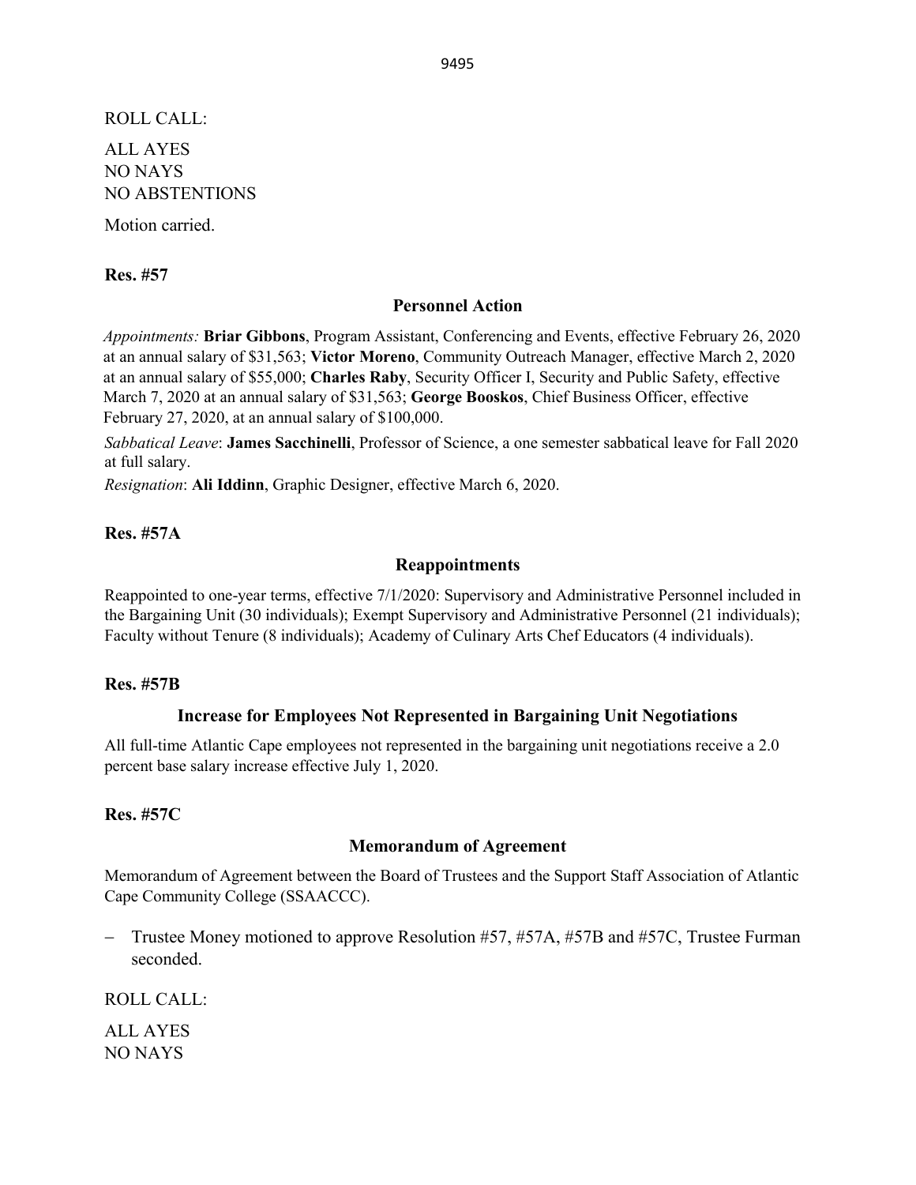ROLL CALL:

ALL AYES
NO NAYS
NO ABSTENTIONS

Motion carried.

**Res. #57**

### Personnel Action

*Appointments:* **Briar Gibbons**, Program Assistant, Conferencing and Events, effective February 26, 2020 at an annual salary of $31,563; **Victor Moreno**, Community Outreach Manager, effective March 2, 2020 at an annual salary of $55,000; **Charles Raby**, Security Officer I, Security and Public Safety, effective March 7, 2020 at an annual salary of $31,563; **George Booskos**, Chief Business Officer, effective February 27, 2020, at an annual salary of $100,000.

*Sabbatical Leave*: **James Sacchinelli**, Professor of Science, a one semester sabbatical leave for Fall 2020 at full salary.

*Resignation*: **Ali Iddinn**, Graphic Designer, effective March 6, 2020.

**Res. #57A**

### Reappointments

Reappointed to one-year terms, effective 7/1/2020: Supervisory and Administrative Personnel included in the Bargaining Unit (30 individuals); Exempt Supervisory and Administrative Personnel (21 individuals); Faculty without Tenure (8 individuals); Academy of Culinary Arts Chef Educators (4 individuals).

**Res. #57B**

### Increase for Employees Not Represented in Bargaining Unit Negotiations

All full-time Atlantic Cape employees not represented in the bargaining unit negotiations receive a 2.0 percent base salary increase effective July 1, 2020.

**Res. #57C**

### Memorandum of Agreement

Memorandum of Agreement between the Board of Trustees and the Support Staff Association of Atlantic Cape Community College (SSAACCC).

- Trustee Money motioned to approve Resolution #57, #57A, #57B and #57C, Trustee Furman seconded.

ROLL CALL:

ALL AYES
NO NAYS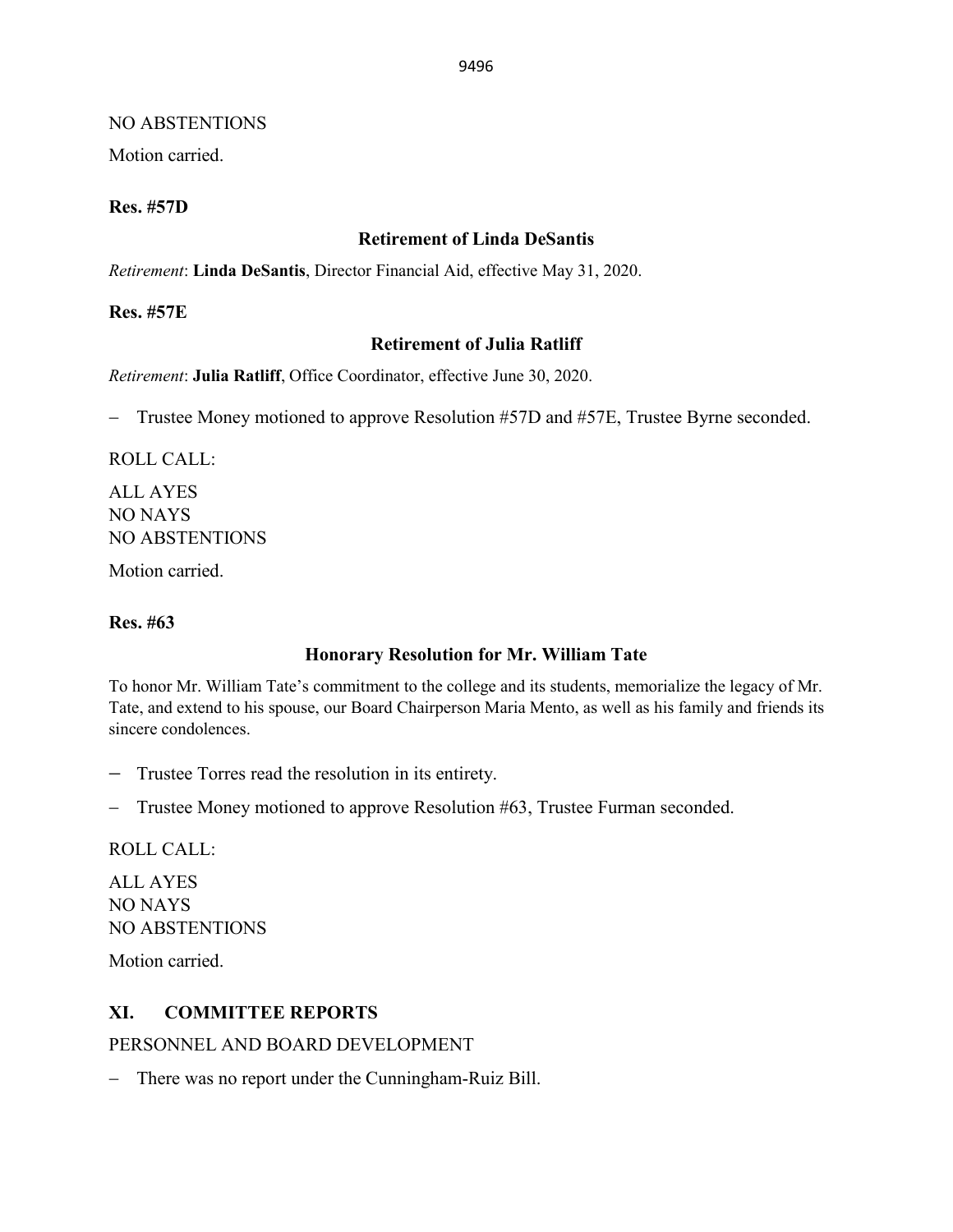NO ABSTENTIONS

Motion carried.

**Res. #57D**

**Retirement of Linda DeSantis**

*Retirement*: **Linda DeSantis**, Director Financial Aid, effective May 31, 2020.

**Res. #57E**

**Retirement of Julia Ratliff**

*Retirement*: **Julia Ratliff**, Office Coordinator, effective June 30, 2020.

- Trustee Money motioned to approve Resolution #57D and #57E, Trustee Byrne seconded.

ROLL CALL:

ALL AYES
NO NAYS
NO ABSTENTIONS

Motion carried.

**Res. #63**

**Honorary Resolution for Mr. William Tate**

To honor Mr. William Tate's commitment to the college and its students, memorialize the legacy of Mr. Tate, and extend to his spouse, our Board Chairperson Maria Mento, as well as his family and friends its sincere condolences.

- Trustee Torres read the resolution in its entirety.
- Trustee Money motioned to approve Resolution #63, Trustee Furman seconded.

ROLL CALL:

ALL AYES
NO NAYS
NO ABSTENTIONS

Motion carried.

## XI. COMMITTEE REPORTS

PERSONNEL AND BOARD DEVELOPMENT

- There was no report under the Cunningham-Ruiz Bill.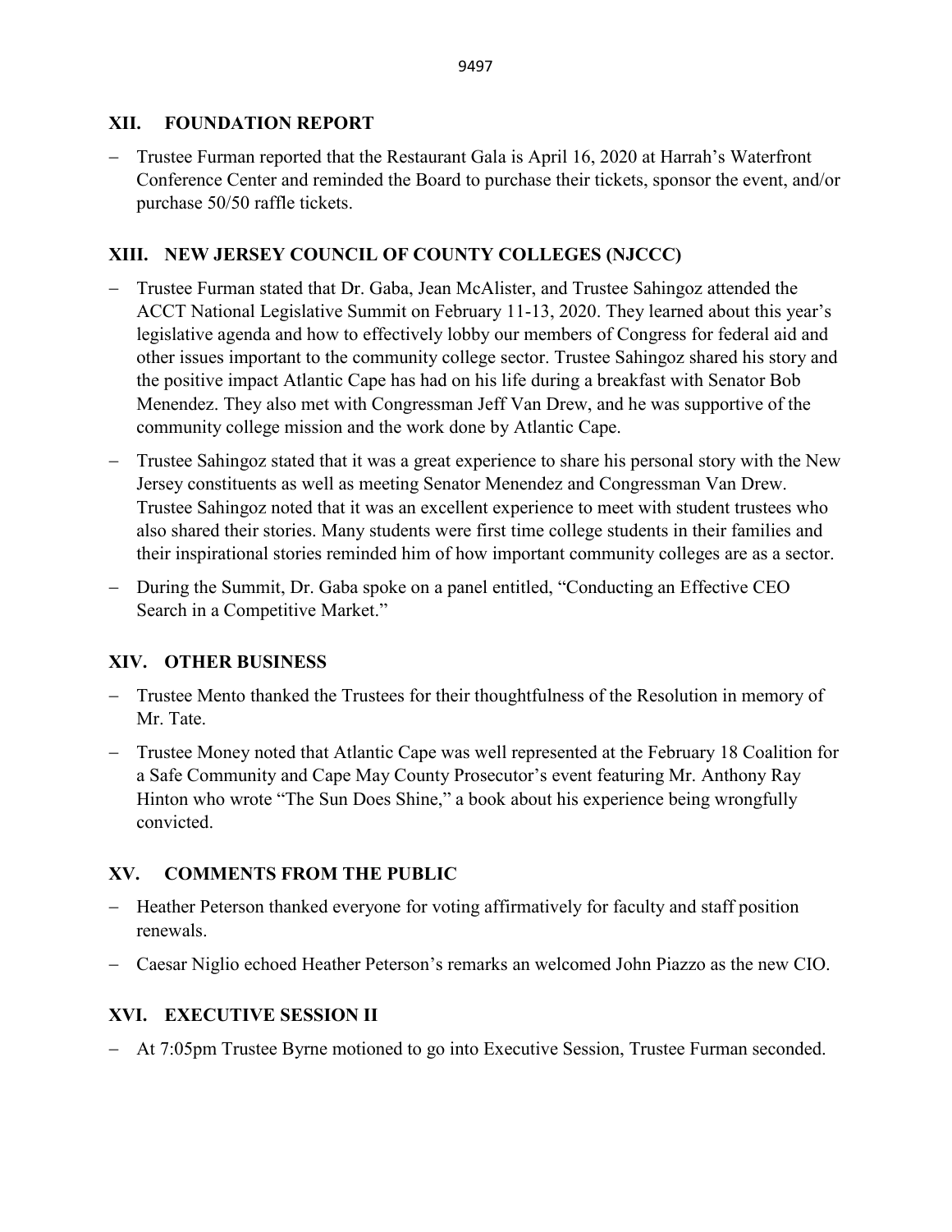## XII. FOUNDATION REPORT

- Trustee Furman reported that the Restaurant Gala is April 16, 2020 at Harrah's Waterfront Conference Center and reminded the Board to purchase their tickets, sponsor the event, and/or purchase 50/50 raffle tickets.

## XIII. NEW JERSEY COUNCIL OF COUNTY COLLEGES (NJCCC)

- Trustee Furman stated that Dr. Gaba, Jean McAlister, and Trustee Sahingoz attended the ACCT National Legislative Summit on February 11-13, 2020. They learned about this year's legislative agenda and how to effectively lobby our members of Congress for federal aid and other issues important to the community college sector. Trustee Sahingoz shared his story and the positive impact Atlantic Cape has had on his life during a breakfast with Senator Bob Menendez. They also met with Congressman Jeff Van Drew, and he was supportive of the community college mission and the work done by Atlantic Cape.
- Trustee Sahingoz stated that it was a great experience to share his personal story with the New Jersey constituents as well as meeting Senator Menendez and Congressman Van Drew. Trustee Sahingoz noted that it was an excellent experience to meet with student trustees who also shared their stories. Many students were first time college students in their families and their inspirational stories reminded him of how important community colleges are as a sector.
- During the Summit, Dr. Gaba spoke on a panel entitled, "Conducting an Effective CEO Search in a Competitive Market."

## XIV. OTHER BUSINESS

- Trustee Mento thanked the Trustees for their thoughtfulness of the Resolution in memory of Mr. Tate.
- Trustee Money noted that Atlantic Cape was well represented at the February 18 Coalition for a Safe Community and Cape May County Prosecutor's event featuring Mr. Anthony Ray Hinton who wrote "The Sun Does Shine," a book about his experience being wrongfully convicted.

## XV. COMMENTS FROM THE PUBLIC

- Heather Peterson thanked everyone for voting affirmatively for faculty and staff position renewals.
- Caesar Niglio echoed Heather Peterson's remarks an welcomed John Piazzo as the new CIO.

## XVI. EXECUTIVE SESSION II

- At 7:05pm Trustee Byrne motioned to go into Executive Session, Trustee Furman seconded.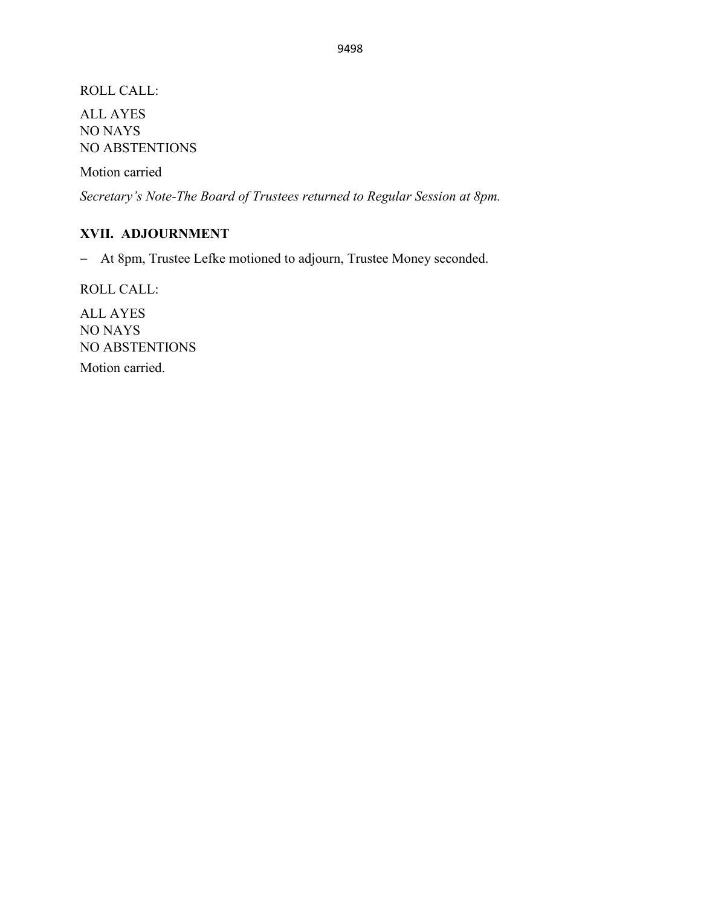ROLL CALL:

ALL AYES
NO NAYS
NO ABSTENTIONS

Motion carried

*Secretary's Note-The Board of Trustees returned to Regular Session at 8pm.*

## XVII. ADJOURNMENT

- At 8pm, Trustee Lefke motioned to adjourn, Trustee Money seconded.

ROLL CALL:

ALL AYES
NO NAYS
NO ABSTENTIONS
Motion carried.